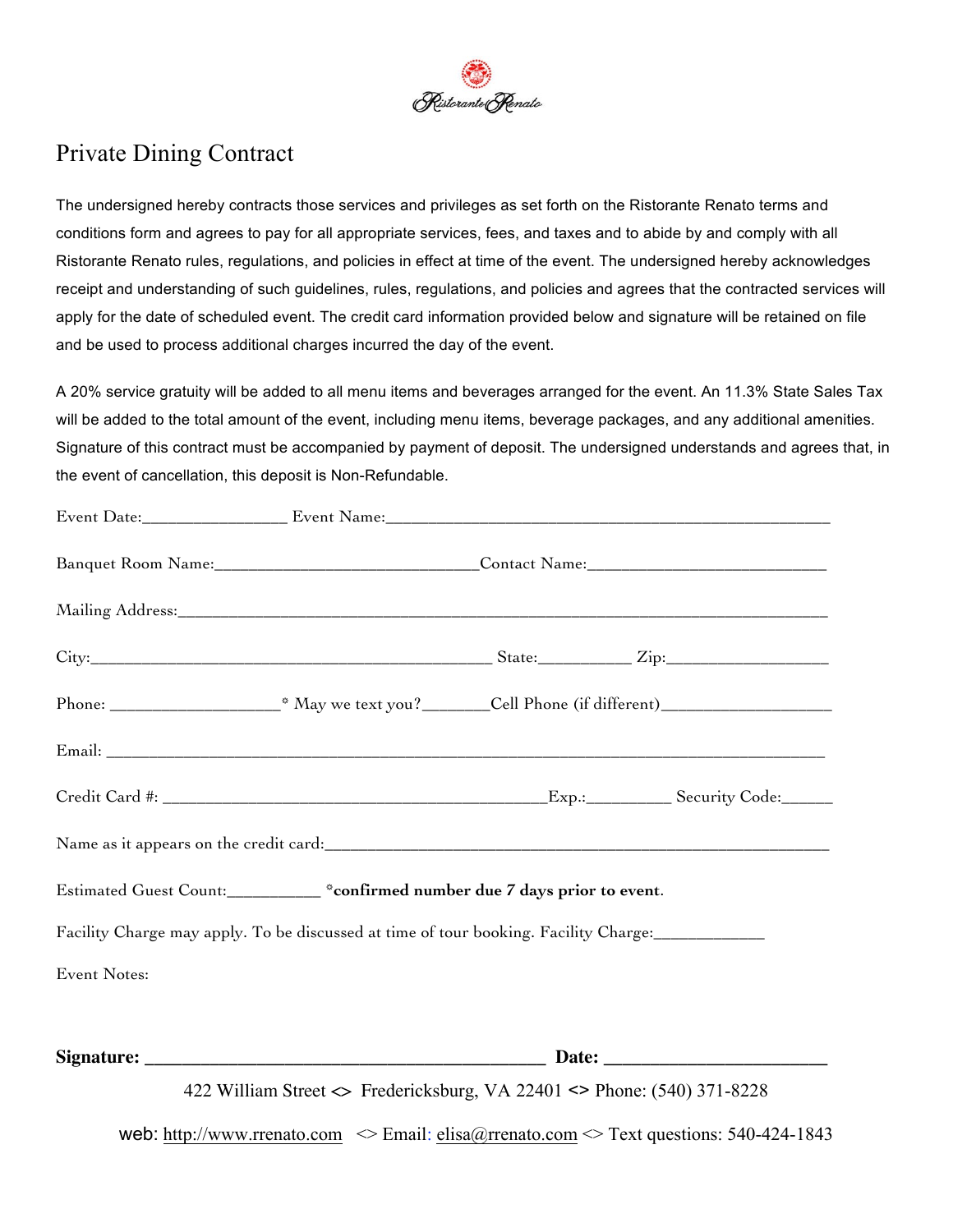Ristorante Renato

# Private Dining Contract

The undersigned hereby contracts those services and privileges as set forth on the Ristorante Renato terms and conditions form and agrees to pay for all appropriate services, fees, and taxes and to abide by and comply with all Ristorante Renato rules, regulations, and policies in effect at time of the event. The undersigned hereby acknowledges receipt and understanding of such guidelines, rules, regulations, and policies and agrees that the contracted services will apply for the date of scheduled event. The credit card information provided below and signature will be retained on file and be used to process additional charges incurred the day of the event.

A 20% service gratuity will be added to all menu items and beverages arranged for the event. An 11.3% State Sales Tax will be added to the total amount of the event, including menu items, beverage packages, and any additional amenities. Signature of this contract must be accompanied by payment of deposit. The undersigned understands and agrees that, in the event of cancellation, this deposit is Non-Refundable.

Event Date:________________ Event Name:_____________________________________________________

Banquet Room Name:______________________________Contact Name:___________________________

Mailing Address:_____________________________________________________________________________

City:_____________________________________________ State:__________ Zip:__________________

Phone: ___________________* May we text you?_______Cell Phone (if different)___________________

Email: ______________________________________________________________________________________

Credit Card #: __________________________________________Exp.:_________ Security Code:______

Name as it appears on the credit card:____________________________________________________

Estimated Guest Count:__________ ***confirmed number due 7 days prior to event**.

Facility Charge may apply. To be discussed at time of tour booking. Facility Charge:____________

Event Notes:

**Signature: ________________________________________ Date: ______________________**

422 William Street <> Fredericksburg, VA 22401 <> Phone: (540) 371-8228

web: http://www.rrenato.com <> Email: elisa@rrenato.com <> Text questions: 540-424-1843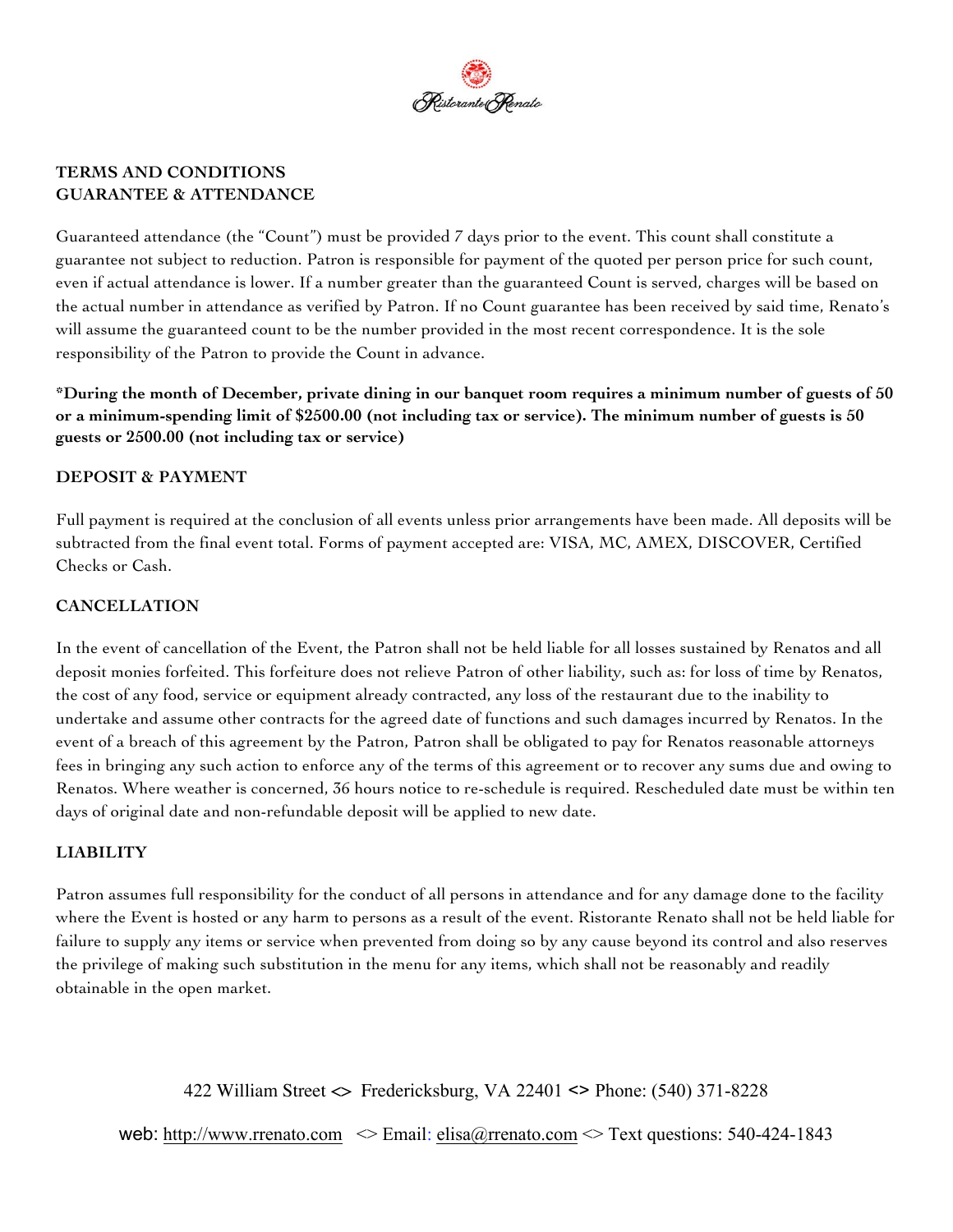**TERMS AND CONDITIONS**
**GUARANTEE & ATTENDANCE**

Guaranteed attendance (the "Count") must be provided 7 days prior to the event. This count shall constitute a guarantee not subject to reduction. Patron is responsible for payment of the quoted per person price for such count, even if actual attendance is lower. If a number greater than the guaranteed Count is served, charges will be based on the actual number in attendance as verified by Patron. If no Count guarantee has been received by said time, Renato's will assume the guaranteed count to be the number provided in the most recent correspondence. It is the sole responsibility of the Patron to provide the Count in advance.

**\*During the month of December, private dining in our banquet room requires a minimum number of guests of 50 or a minimum-spending limit of $2500.00 (not including tax or service). The minimum number of guests is 50 guests or 2500.00 (not including tax or service)**

**DEPOSIT & PAYMENT**

Full payment is required at the conclusion of all events unless prior arrangements have been made. All deposits will be subtracted from the final event total. Forms of payment accepted are: VISA, MC, AMEX, DISCOVER, Certified Checks or Cash.

**CANCELLATION**

In the event of cancellation of the Event, the Patron shall not be held liable for all losses sustained by Renatos and all deposit monies forfeited. This forfeiture does not relieve Patron of other liability, such as: for loss of time by Renatos, the cost of any food, service or equipment already contracted, any loss of the restaurant due to the inability to undertake and assume other contracts for the agreed date of functions and such damages incurred by Renatos. In the event of a breach of this agreement by the Patron, Patron shall be obligated to pay for Renatos reasonable attorneys fees in bringing any such action to enforce any of the terms of this agreement or to recover any sums due and owing to Renatos. Where weather is concerned, 36 hours notice to re-schedule is required. Rescheduled date must be within ten days of original date and non-refundable deposit will be applied to new date.

**LIABILITY**

Patron assumes full responsibility for the conduct of all persons in attendance and for any damage done to the facility where the Event is hosted or any harm to persons as a result of the event. Ristorante Renato shall not be held liable for failure to supply any items or service when prevented from doing so by any cause beyond its control and also reserves the privilege of making such substitution in the menu for any items, which shall not be reasonably and readily obtainable in the open market.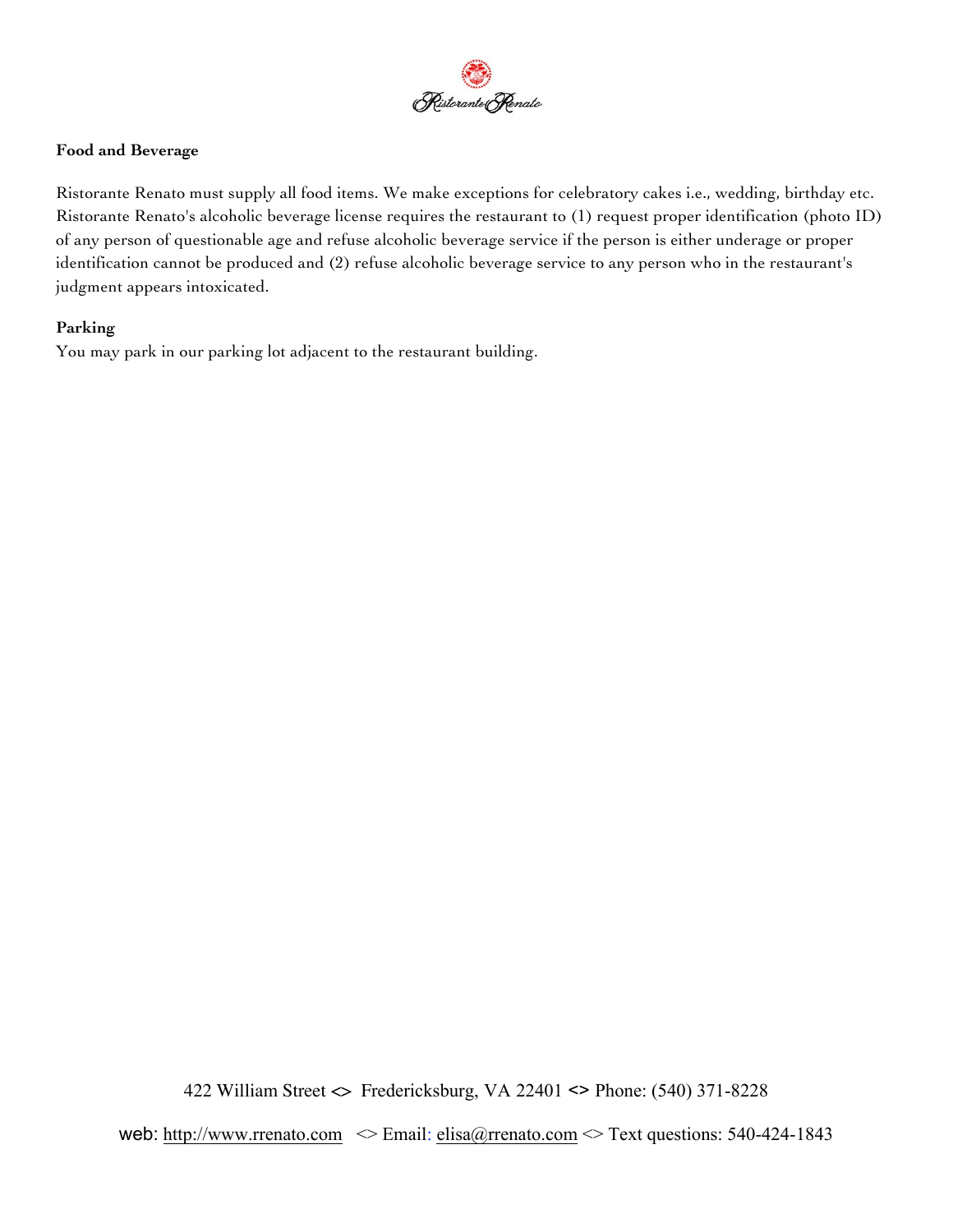**Food and Beverage**

Ristorante Renato must supply all food items. We make exceptions for celebratory cakes i.e., wedding, birthday etc. Ristorante Renato's alcoholic beverage license requires the restaurant to (1) request proper identification (photo ID) of any person of questionable age and refuse alcoholic beverage service if the person is either underage or proper identification cannot be produced and (2) refuse alcoholic beverage service to any person who in the restaurant's judgment appears intoxicated.

**Parking**

You may park in our parking lot adjacent to the restaurant building.